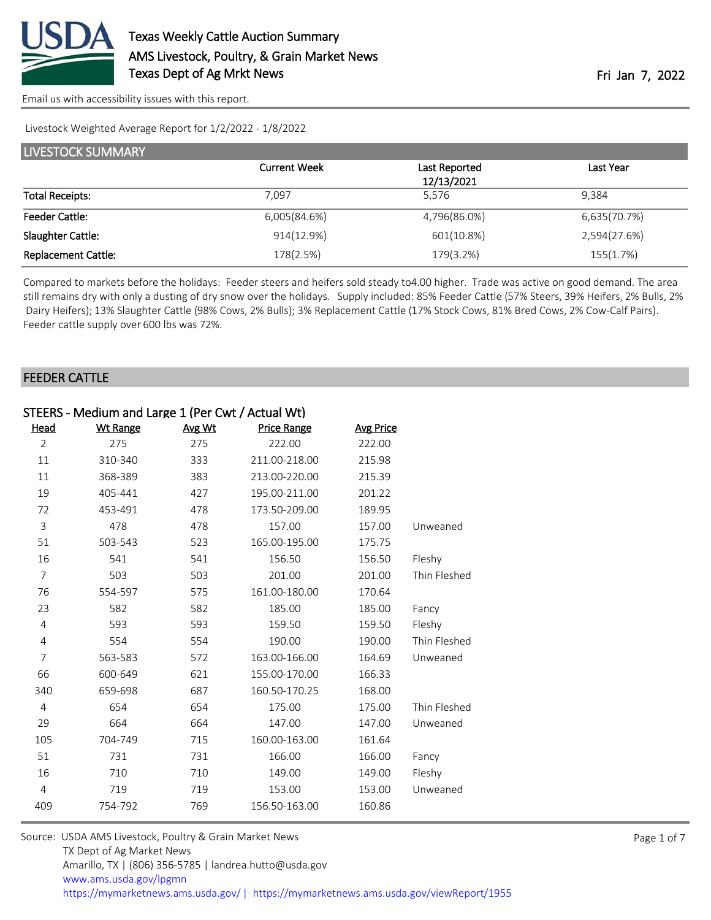# Texas Weekly Cattle Auction Summary

AMS Livestock, Poultry, & Grain Market News

Texas Dept of Ag Mrkt News

Fri Jan 7, 2022

Email us with accessibility issues with this report.

Livestock Weighted Average Report for 1/2/2022 - 1/8/2022

## LIVESTOCK SUMMARY

| | Current Week | Last Reported 12/13/2021 | Last Year |
|---|---|---|---|
| Total Receipts: | 7,097 | 5,576 | 9,384 |
| Feeder Cattle: | 6,005(84.6%) | 4,796(86.0%) | 6,635(70.7%) |
| Slaughter Cattle: | 914(12.9%) | 601(10.8%) | 2,594(27.6%) |
| Replacement Cattle: | 178(2.5%) | 179(3.2%) | 155(1.7%) |

Compared to markets before the holidays: Feeder steers and heifers sold steady to4.00 higher. Trade was active on good demand. The area still remains dry with only a dusting of dry snow over the holidays. Supply included: 85% Feeder Cattle (57% Steers, 39% Heifers, 2% Bulls, 2% Dairy Heifers); 13% Slaughter Cattle (98% Cows, 2% Bulls); 3% Replacement Cattle (17% Stock Cows, 81% Bred Cows, 2% Cow-Calf Pairs). Feeder cattle supply over 600 lbs was 72%.

## FEEDER CATTLE

### STEERS - Medium and Large 1 (Per Cwt / Actual Wt)

| Head | Wt Range | Avg Wt | Price Range | Avg Price | |
|---|---|---|---|---|---|
| 2 | 275 | 275 | 222.00 | 222.00 | |
| 11 | 310-340 | 333 | 211.00-218.00 | 215.98 | |
| 11 | 368-389 | 383 | 213.00-220.00 | 215.39 | |
| 19 | 405-441 | 427 | 195.00-211.00 | 201.22 | |
| 72 | 453-491 | 478 | 173.50-209.00 | 189.95 | |
| 3 | 478 | 478 | 157.00 | 157.00 | Unweaned |
| 51 | 503-543 | 523 | 165.00-195.00 | 175.75 | |
| 16 | 541 | 541 | 156.50 | 156.50 | Fleshy |
| 7 | 503 | 503 | 201.00 | 201.00 | Thin Fleshed |
| 76 | 554-597 | 575 | 161.00-180.00 | 170.64 | |
| 23 | 582 | 582 | 185.00 | 185.00 | Fancy |
| 4 | 593 | 593 | 159.50 | 159.50 | Fleshy |
| 4 | 554 | 554 | 190.00 | 190.00 | Thin Fleshed |
| 7 | 563-583 | 572 | 163.00-166.00 | 164.69 | Unweaned |
| 66 | 600-649 | 621 | 155.00-170.00 | 166.33 | |
| 340 | 659-698 | 687 | 160.50-170.25 | 168.00 | |
| 4 | 654 | 654 | 175.00 | 175.00 | Thin Fleshed |
| 29 | 664 | 664 | 147.00 | 147.00 | Unweaned |
| 105 | 704-749 | 715 | 160.00-163.00 | 161.64 | |
| 51 | 731 | 731 | 166.00 | 166.00 | Fancy |
| 16 | 710 | 710 | 149.00 | 149.00 | Fleshy |
| 4 | 719 | 719 | 153.00 | 153.00 | Unweaned |
| 409 | 754-792 | 769 | 156.50-163.00 | 160.86 | |

Source: USDA AMS Livestock, Poultry & Grain Market News
TX Dept of Ag Market News
Amarillo, TX | (806) 356-5785 | landrea.hutto@usda.gov
www.ams.usda.gov/lpgmn
https://mymarketnews.ams.usda.gov/ | https://mymarketnews.ams.usda.gov/viewReport/1955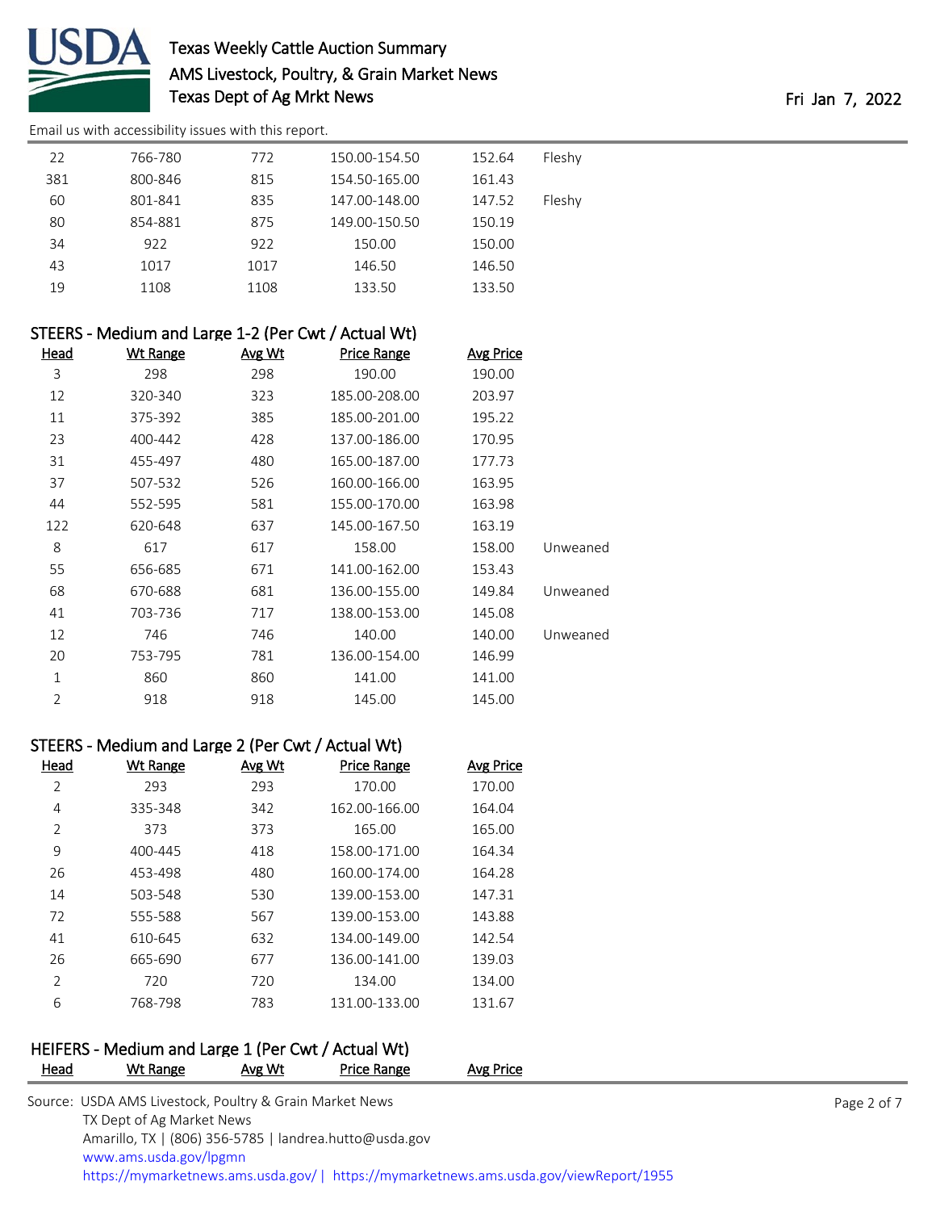| Head | Wt Range | Avg Wt | Price Range | Avg Price | |
|---|---|---|---|---|---|
| 22 | 766-780 | 772 | 150.00-154.50 | 152.64 | Fleshy |
| 381 | 800-846 | 815 | 154.50-165.00 | 161.43 | |
| 60 | 801-841 | 835 | 147.00-148.00 | 147.52 | Fleshy |
| 80 | 854-881 | 875 | 149.00-150.50 | 150.19 | |
| 34 | 922 | 922 | 150.00 | 150.00 | |
| 43 | 1017 | 1017 | 146.50 | 146.50 | |
| 19 | 1108 | 1108 | 133.50 | 133.50 | |

## STEERS - Medium and Large 1-2 (Per Cwt / Actual Wt)

| Head | Wt Range | Avg Wt | Price Range | Avg Price | |
|---|---|---|---|---|---|
| 3 | 298 | 298 | 190.00 | 190.00 | |
| 12 | 320-340 | 323 | 185.00-208.00 | 203.97 | |
| 11 | 375-392 | 385 | 185.00-201.00 | 195.22 | |
| 23 | 400-442 | 428 | 137.00-186.00 | 170.95 | |
| 31 | 455-497 | 480 | 165.00-187.00 | 177.73 | |
| 37 | 507-532 | 526 | 160.00-166.00 | 163.95 | |
| 44 | 552-595 | 581 | 155.00-170.00 | 163.98 | |
| 122 | 620-648 | 637 | 145.00-167.50 | 163.19 | |
| 8 | 617 | 617 | 158.00 | 158.00 | Unweaned |
| 55 | 656-685 | 671 | 141.00-162.00 | 153.43 | |
| 68 | 670-688 | 681 | 136.00-155.00 | 149.84 | Unweaned |
| 41 | 703-736 | 717 | 138.00-153.00 | 145.08 | |
| 12 | 746 | 746 | 140.00 | 140.00 | Unweaned |
| 20 | 753-795 | 781 | 136.00-154.00 | 146.99 | |
| 1 | 860 | 860 | 141.00 | 141.00 | |
| 2 | 918 | 918 | 145.00 | 145.00 | |

## STEERS - Medium and Large 2 (Per Cwt / Actual Wt)

| Head | Wt Range | Avg Wt | Price Range | Avg Price |
|---|---|---|---|---|
| 2 | 293 | 293 | 170.00 | 170.00 |
| 4 | 335-348 | 342 | 162.00-166.00 | 164.04 |
| 2 | 373 | 373 | 165.00 | 165.00 |
| 9 | 400-445 | 418 | 158.00-171.00 | 164.34 |
| 26 | 453-498 | 480 | 160.00-174.00 | 164.28 |
| 14 | 503-548 | 530 | 139.00-153.00 | 147.31 |
| 72 | 555-588 | 567 | 139.00-153.00 | 143.88 |
| 41 | 610-645 | 632 | 134.00-149.00 | 142.54 |
| 26 | 665-690 | 677 | 136.00-141.00 | 139.03 |
| 2 | 720 | 720 | 134.00 | 134.00 |
| 6 | 768-798 | 783 | 131.00-133.00 | 131.67 |

## HEIFERS - Medium and Large 1 (Per Cwt / Actual Wt)

| Head | Wt Range | Avg Wt | Price Range | Avg Price |
|---|---|---|---|---|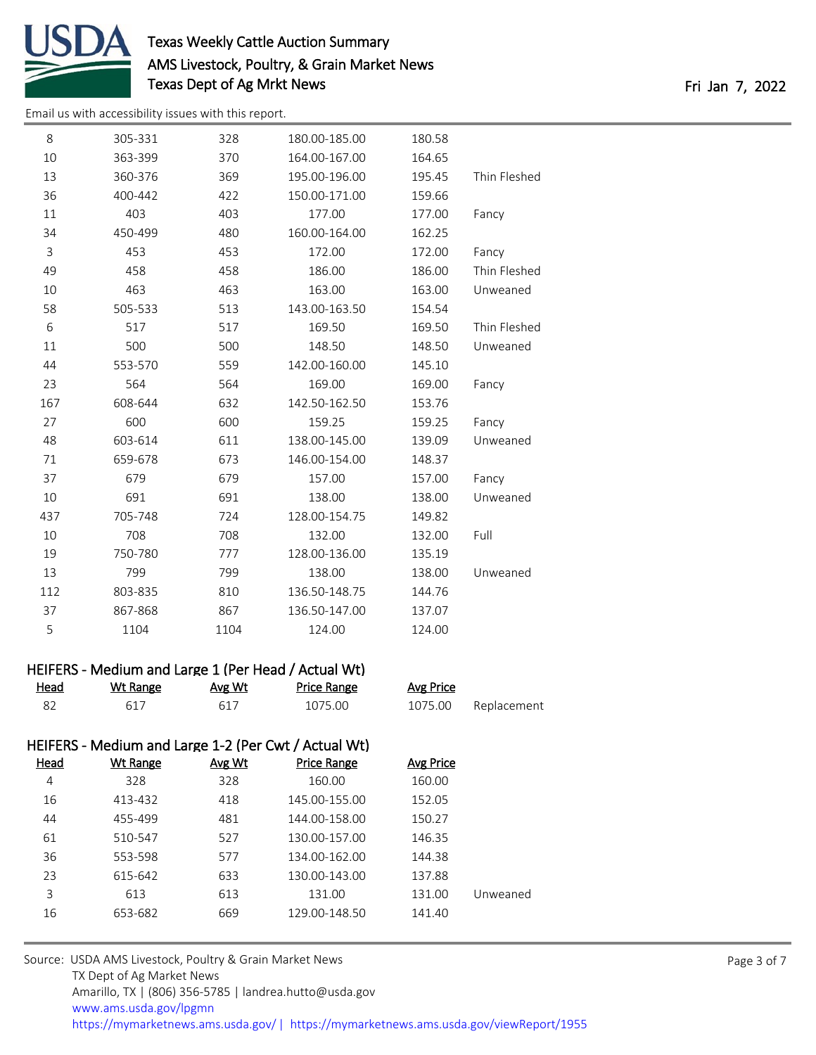| Head | Wt Range | Avg Wt | Price Range | Avg Price | |
|---|---|---|---|---|---|
| 8 | 305-331 | 328 | 180.00-185.00 | 180.58 | |
| 10 | 363-399 | 370 | 164.00-167.00 | 164.65 | |
| 13 | 360-376 | 369 | 195.00-196.00 | 195.45 | Thin Fleshed |
| 36 | 400-442 | 422 | 150.00-171.00 | 159.66 | |
| 11 | 403 | 403 | 177.00 | 177.00 | Fancy |
| 34 | 450-499 | 480 | 160.00-164.00 | 162.25 | |
| 3 | 453 | 453 | 172.00 | 172.00 | Fancy |
| 49 | 458 | 458 | 186.00 | 186.00 | Thin Fleshed |
| 10 | 463 | 463 | 163.00 | 163.00 | Unweaned |
| 58 | 505-533 | 513 | 143.00-163.50 | 154.54 | |
| 6 | 517 | 517 | 169.50 | 169.50 | Thin Fleshed |
| 11 | 500 | 500 | 148.50 | 148.50 | Unweaned |
| 44 | 553-570 | 559 | 142.00-160.00 | 145.10 | |
| 23 | 564 | 564 | 169.00 | 169.00 | Fancy |
| 167 | 608-644 | 632 | 142.50-162.50 | 153.76 | |
| 27 | 600 | 600 | 159.25 | 159.25 | Fancy |
| 48 | 603-614 | 611 | 138.00-145.00 | 139.09 | Unweaned |
| 71 | 659-678 | 673 | 146.00-154.00 | 148.37 | |
| 37 | 679 | 679 | 157.00 | 157.00 | Fancy |
| 10 | 691 | 691 | 138.00 | 138.00 | Unweaned |
| 437 | 705-748 | 724 | 128.00-154.75 | 149.82 | |
| 10 | 708 | 708 | 132.00 | 132.00 | Full |
| 19 | 750-780 | 777 | 128.00-136.00 | 135.19 | |
| 13 | 799 | 799 | 138.00 | 138.00 | Unweaned |
| 112 | 803-835 | 810 | 136.50-148.75 | 144.76 | |
| 37 | 867-868 | 867 | 136.50-147.00 | 137.07 | |
| 5 | 1104 | 1104 | 124.00 | 124.00 | |

## HEIFERS - Medium and Large 1 (Per Head / Actual Wt)

| Head | Wt Range | Avg Wt | Price Range | Avg Price | |
|---|---|---|---|---|---|
| 82 | 617 | 617 | 1075.00 | 1075.00 | Replacement |

## HEIFERS - Medium and Large 1-2 (Per Cwt / Actual Wt)

| Head | Wt Range | Avg Wt | Price Range | Avg Price | |
|---|---|---|---|---|---|
| 4 | 328 | 328 | 160.00 | 160.00 | |
| 16 | 413-432 | 418 | 145.00-155.00 | 152.05 | |
| 44 | 455-499 | 481 | 144.00-158.00 | 150.27 | |
| 61 | 510-547 | 527 | 130.00-157.00 | 146.35 | |
| 36 | 553-598 | 577 | 134.00-162.00 | 144.38 | |
| 23 | 615-642 | 633 | 130.00-143.00 | 137.88 | |
| 3 | 613 | 613 | 131.00 | 131.00 | Unweaned |
| 16 | 653-682 | 669 | 129.00-148.50 | 141.40 | |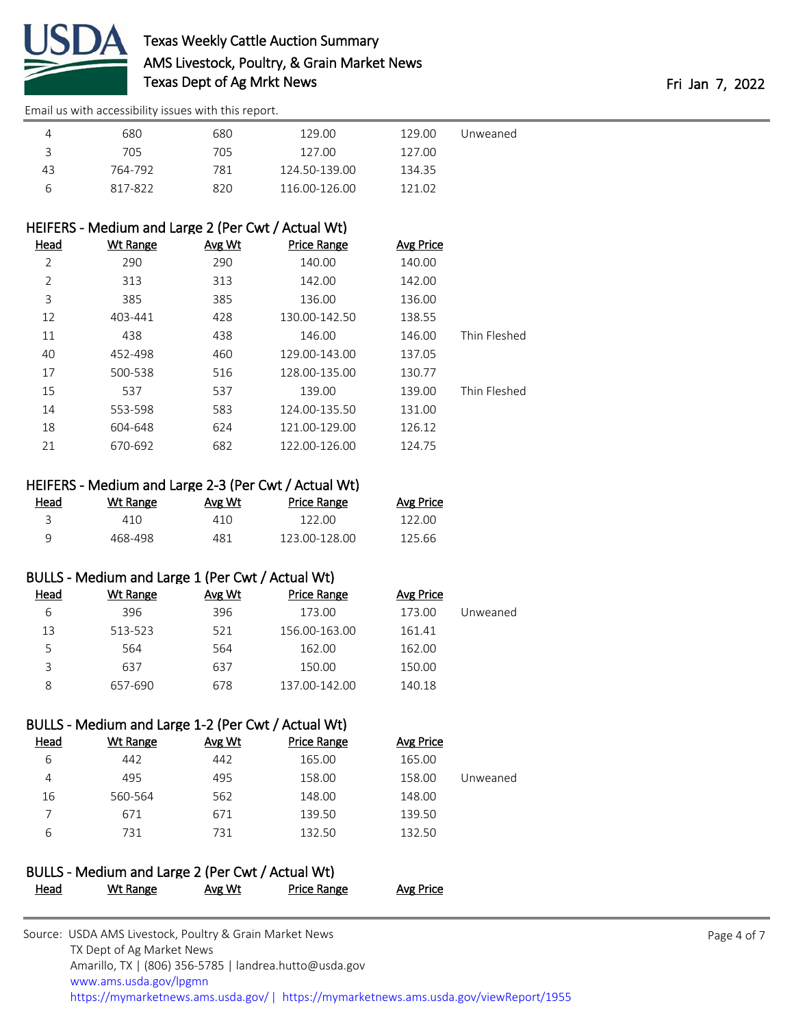| Head | Wt Range | Avg Wt | Price Range | Avg Price | |
|---|---|---|---|---|---|
| 4 | 680 | 680 | 129.00 | 129.00 | Unweaned |
| 3 | 705 | 705 | 127.00 | 127.00 | |
| 43 | 764-792 | 781 | 124.50-139.00 | 134.35 | |
| 6 | 817-822 | 820 | 116.00-126.00 | 121.02 | |

## HEIFERS - Medium and Large 2 (Per Cwt / Actual Wt)

| Head | Wt Range | Avg Wt | Price Range | Avg Price | |
|---|---|---|---|---|---|
| 2 | 290 | 290 | 140.00 | 140.00 | |
| 2 | 313 | 313 | 142.00 | 142.00 | |
| 3 | 385 | 385 | 136.00 | 136.00 | |
| 12 | 403-441 | 428 | 130.00-142.50 | 138.55 | |
| 11 | 438 | 438 | 146.00 | 146.00 | Thin Fleshed |
| 40 | 452-498 | 460 | 129.00-143.00 | 137.05 | |
| 17 | 500-538 | 516 | 128.00-135.00 | 130.77 | |
| 15 | 537 | 537 | 139.00 | 139.00 | Thin Fleshed |
| 14 | 553-598 | 583 | 124.00-135.50 | 131.00 | |
| 18 | 604-648 | 624 | 121.00-129.00 | 126.12 | |
| 21 | 670-692 | 682 | 122.00-126.00 | 124.75 | |

## HEIFERS - Medium and Large 2-3 (Per Cwt / Actual Wt)

| Head | Wt Range | Avg Wt | Price Range | Avg Price |
|---|---|---|---|---|
| 3 | 410 | 410 | 122.00 | 122.00 |
| 9 | 468-498 | 481 | 123.00-128.00 | 125.66 |

## BULLS - Medium and Large 1 (Per Cwt / Actual Wt)

| Head | Wt Range | Avg Wt | Price Range | Avg Price | |
|---|---|---|---|---|---|
| 6 | 396 | 396 | 173.00 | 173.00 | Unweaned |
| 13 | 513-523 | 521 | 156.00-163.00 | 161.41 | |
| 5 | 564 | 564 | 162.00 | 162.00 | |
| 3 | 637 | 637 | 150.00 | 150.00 | |
| 8 | 657-690 | 678 | 137.00-142.00 | 140.18 | |

## BULLS - Medium and Large 1-2 (Per Cwt / Actual Wt)

| Head | Wt Range | Avg Wt | Price Range | Avg Price | |
|---|---|---|---|---|---|
| 6 | 442 | 442 | 165.00 | 165.00 | |
| 4 | 495 | 495 | 158.00 | 158.00 | Unweaned |
| 16 | 560-564 | 562 | 148.00 | 148.00 | |
| 7 | 671 | 671 | 139.50 | 139.50 | |
| 6 | 731 | 731 | 132.50 | 132.50 | |

## BULLS - Medium and Large 2 (Per Cwt / Actual Wt)

| Head | Wt Range | Avg Wt | Price Range | Avg Price |
|---|---|---|---|---|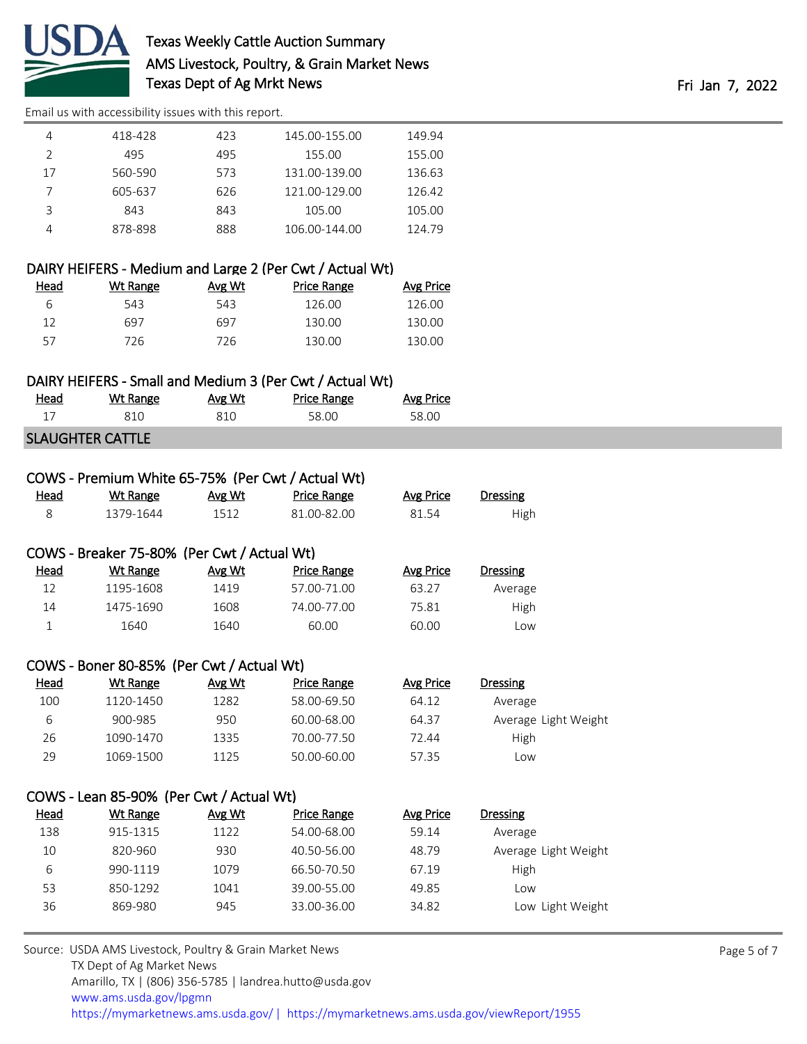| Head | Wt Range | Avg Wt | Price Range | Avg Price |
|---|---|---|---|---|
| 4 | 418-428 | 423 | 145.00-155.00 | 149.94 |
| 2 | 495 | 495 | 155.00 | 155.00 |
| 17 | 560-590 | 573 | 131.00-139.00 | 136.63 |
| 7 | 605-637 | 626 | 121.00-129.00 | 126.42 |
| 3 | 843 | 843 | 105.00 | 105.00 |
| 4 | 878-898 | 888 | 106.00-144.00 | 124.79 |

### DAIRY HEIFERS - Medium and Large 2 (Per Cwt / Actual Wt)

| Head | Wt Range | Avg Wt | Price Range | Avg Price |
|---|---|---|---|---|
| 6 | 543 | 543 | 126.00 | 126.00 |
| 12 | 697 | 697 | 130.00 | 130.00 |
| 57 | 726 | 726 | 130.00 | 130.00 |

### DAIRY HEIFERS - Small and Medium 3 (Per Cwt / Actual Wt)

| Head | Wt Range | Avg Wt | Price Range | Avg Price |
|---|---|---|---|---|
| 17 | 810 | 810 | 58.00 | 58.00 |

## SLAUGHTER CATTLE

### COWS - Premium White 65-75% (Per Cwt / Actual Wt)

| Head | Wt Range | Avg Wt | Price Range | Avg Price | Dressing |
|---|---|---|---|---|---|
| 8 | 1379-1644 | 1512 | 81.00-82.00 | 81.54 | High |

### COWS - Breaker 75-80% (Per Cwt / Actual Wt)

| Head | Wt Range | Avg Wt | Price Range | Avg Price | Dressing |
|---|---|---|---|---|---|
| 12 | 1195-1608 | 1419 | 57.00-71.00 | 63.27 | Average |
| 14 | 1475-1690 | 1608 | 74.00-77.00 | 75.81 | High |
| 1 | 1640 | 1640 | 60.00 | 60.00 | Low |

### COWS - Boner 80-85% (Per Cwt / Actual Wt)

| Head | Wt Range | Avg Wt | Price Range | Avg Price | Dressing |
|---|---|---|---|---|---|
| 100 | 1120-1450 | 1282 | 58.00-69.50 | 64.12 | Average |
| 6 | 900-985 | 950 | 60.00-68.00 | 64.37 | Average Light Weight |
| 26 | 1090-1470 | 1335 | 70.00-77.50 | 72.44 | High |
| 29 | 1069-1500 | 1125 | 50.00-60.00 | 57.35 | Low |

### COWS - Lean 85-90% (Per Cwt / Actual Wt)

| Head | Wt Range | Avg Wt | Price Range | Avg Price | Dressing |
|---|---|---|---|---|---|
| 138 | 915-1315 | 1122 | 54.00-68.00 | 59.14 | Average |
| 10 | 820-960 | 930 | 40.50-56.00 | 48.79 | Average Light Weight |
| 6 | 990-1119 | 1079 | 66.50-70.50 | 67.19 | High |
| 53 | 850-1292 | 1041 | 39.00-55.00 | 49.85 | Low |
| 36 | 869-980 | 945 | 33.00-36.00 | 34.82 | Low Light Weight |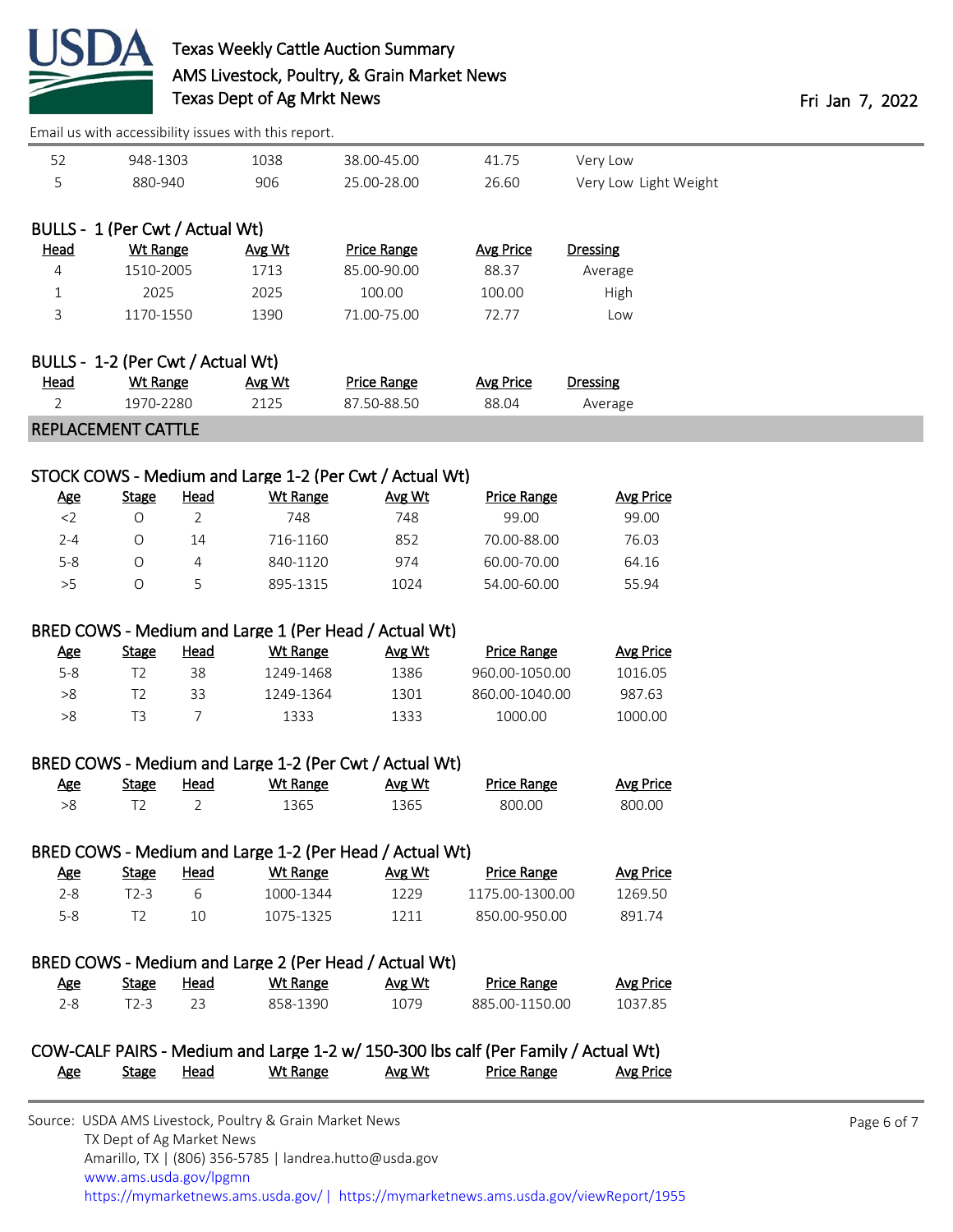| Head | Wt Range | Avg Wt | Price Range | Avg Price | Dressing |
|---|---|---|---|---|---|
| 52 | 948-1303 | 1038 | 38.00-45.00 | 41.75 | Very Low |
| 5 | 880-940 | 906 | 25.00-28.00 | 26.60 | Very Low Light Weight |

### BULLS - 1 (Per Cwt / Actual Wt)

| Head | Wt Range | Avg Wt | Price Range | Avg Price | Dressing |
|---|---|---|---|---|---|
| 4 | 1510-2005 | 1713 | 85.00-90.00 | 88.37 | Average |
| 1 | 2025 | 2025 | 100.00 | 100.00 | High |
| 3 | 1170-1550 | 1390 | 71.00-75.00 | 72.77 | Low |

### BULLS - 1-2 (Per Cwt / Actual Wt)

| Head | Wt Range | Avg Wt | Price Range | Avg Price | Dressing |
|---|---|---|---|---|---|
| 2 | 1970-2280 | 2125 | 87.50-88.50 | 88.04 | Average |

## REPLACEMENT CATTLE

### STOCK COWS - Medium and Large 1-2 (Per Cwt / Actual Wt)

| Age | Stage | Head | Wt Range | Avg Wt | Price Range | Avg Price |
|---|---|---|---|---|---|---|
| <2 | O | 2 | 748 | 748 | 99.00 | 99.00 |
| 2-4 | O | 14 | 716-1160 | 852 | 70.00-88.00 | 76.03 |
| 5-8 | O | 4 | 840-1120 | 974 | 60.00-70.00 | 64.16 |
| >5 | O | 5 | 895-1315 | 1024 | 54.00-60.00 | 55.94 |

### BRED COWS - Medium and Large 1 (Per Head / Actual Wt)

| Age | Stage | Head | Wt Range | Avg Wt | Price Range | Avg Price |
|---|---|---|---|---|---|---|
| 5-8 | T2 | 38 | 1249-1468 | 1386 | 960.00-1050.00 | 1016.05 |
| >8 | T2 | 33 | 1249-1364 | 1301 | 860.00-1040.00 | 987.63 |
| >8 | T3 | 7 | 1333 | 1333 | 1000.00 | 1000.00 |

### BRED COWS - Medium and Large 1-2 (Per Cwt / Actual Wt)

| Age | Stage | Head | Wt Range | Avg Wt | Price Range | Avg Price |
|---|---|---|---|---|---|---|
| >8 | T2 | 2 | 1365 | 1365 | 800.00 | 800.00 |

### BRED COWS - Medium and Large 1-2 (Per Head / Actual Wt)

| Age | Stage | Head | Wt Range | Avg Wt | Price Range | Avg Price |
|---|---|---|---|---|---|---|
| 2-8 | T2-3 | 6 | 1000-1344 | 1229 | 1175.00-1300.00 | 1269.50 |
| 5-8 | T2 | 10 | 1075-1325 | 1211 | 850.00-950.00 | 891.74 |

### BRED COWS - Medium and Large 2 (Per Head / Actual Wt)

| Age | Stage | Head | Wt Range | Avg Wt | Price Range | Avg Price |
|---|---|---|---|---|---|---|
| 2-8 | T2-3 | 23 | 858-1390 | 1079 | 885.00-1150.00 | 1037.85 |

### COW-CALF PAIRS - Medium and Large 1-2 w/ 150-300 lbs calf (Per Family / Actual Wt)

| Age | Stage | Head | Wt Range | Avg Wt | Price Range | Avg Price |
|---|---|---|---|---|---|---|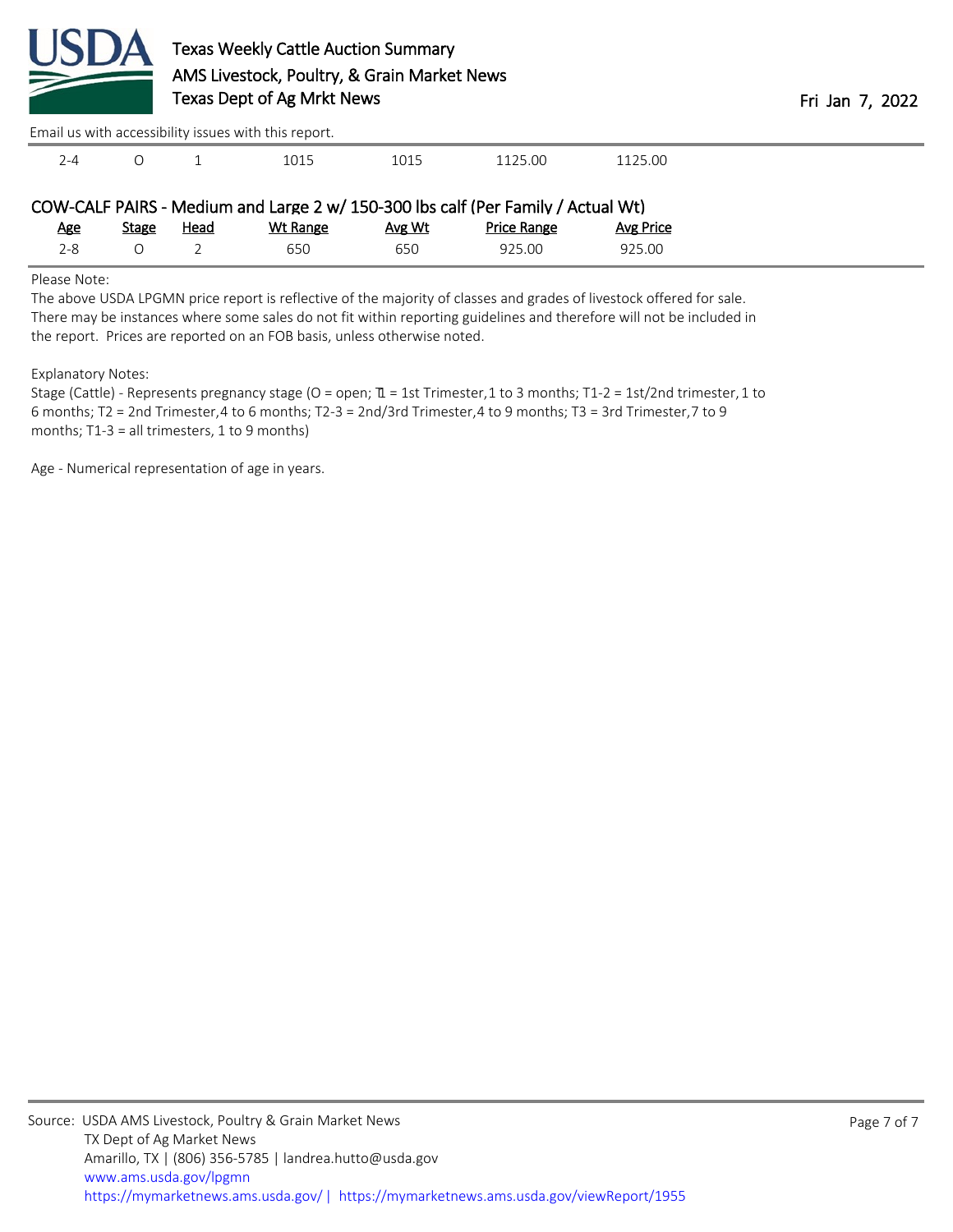| | | | | | | |
|---|---|---|---|---|---|---|
| 2-4 | O | 1 | 1015 | 1015 | 1125.00 | 1125.00 |

### COW-CALF PAIRS - Medium and Large 2 w/ 150-300 lbs calf (Per Family / Actual Wt)

| Age | Stage | Head | Wt Range | Avg Wt | Price Range | Avg Price |
|---|---|---|---|---|---|---|
| 2-8 | O | 2 | 650 | 650 | 925.00 | 925.00 |

Please Note:

The above USDA LPGMN price report is reflective of the majority of classes and grades of livestock offered for sale. There may be instances where some sales do not fit within reporting guidelines and therefore will not be included in the report. Prices are reported on an FOB basis, unless otherwise noted.

Explanatory Notes:

Stage (Cattle) - Represents pregnancy stage (O = open; T1 = 1st Trimester,1 to 3 months; T1-2 = 1st/2nd trimester, 1 to 6 months; T2 = 2nd Trimester,4 to 6 months; T2-3 = 2nd/3rd Trimester,4 to 9 months; T3 = 3rd Trimester,7 to 9 months; T1-3 = all trimesters, 1 to 9 months)

Age - Numerical representation of age in years.

Source: USDA AMS Livestock, Poultry & Grain Market News
TX Dept of Ag Market News
Amarillo, TX | (806) 356-5785 | landrea.hutto@usda.gov
www.ams.usda.gov/lpgmn
https://mymarketnews.ams.usda.gov/ | https://mymarketnews.ams.usda.gov/viewReport/1955